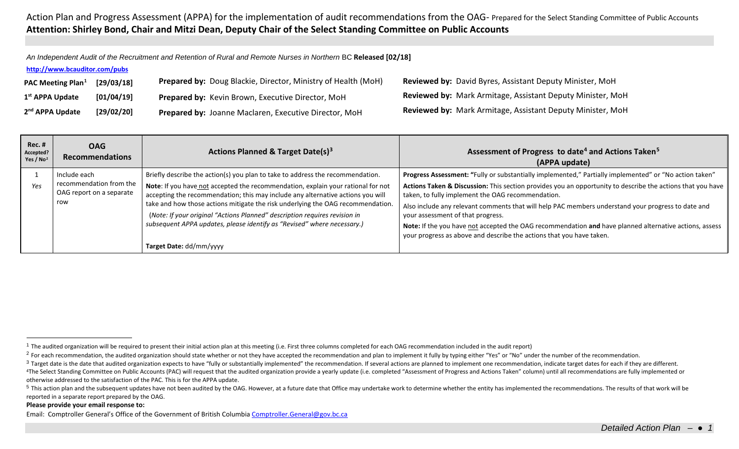# Action Plan and Progress Assessment (APPA) for the implementation of audit recommendations from the OAG- Prepared for the Select Standing Committee of Public Accounts

**Attention: Shirley Bond, Chair and Mitzi Dean, Deputy Chair of the Select Standing Committee on Public Accounts**

*An Independent Audit of the Recruitment and Retention of Rural and Remote Nurses in Northern* BC **Released [02/18]**

**http://www.bcauditor.com/pubs**

| | | | |
|---|---|---|---|
| **PAC Meeting Plan[1]** | **[29/03/18]** | **Prepared by:** Doug Blackie, Director, Ministry of Health (MoH) | **Reviewed by:** David Byres, Assistant Deputy Minister, MoH |
| **1st APPA Update** | **[01/04/19]** | **Prepared by:** Kevin Brown, Executive Director, MoH | **Reviewed by:** Mark Armitage, Assistant Deputy Minister, MoH |
| **2nd APPA Update** | **[29/02/20]** | **Prepared by:** Joanne Maclaren, Executive Director, MoH | **Reviewed by:** Mark Armitage, Assistant Deputy Minister, MoH |

| Rec. # Accepted? Yes / No[2] | OAG Recommendations | Actions Planned & Target Date(s)[3] | Assessment of Progress to date[4] and Actions Taken[5] (APPA update) |
|---|---|---|---|
| 1 *Yes* | Include each recommendation from the OAG report on a separate row | Briefly describe the action(s) you plan to take to address the recommendation. **Note**: If you have not accepted the recommendation, explain your rational for not accepting the recommendation; this may include any alternative actions you will take and how those actions mitigate the risk underlying the OAG recommendation. (*Note: If your original "Actions Planned" description requires revision in subsequent APPA updates, please identify as "Revised" where necessary.*) **Target Date:** dd/mm/yyyy | **Progress Assessment: "**Fully or substantially implemented," Partially implemented" or "No action taken" **Actions Taken & Discussion:** This section provides you an opportunity to describe the actions that you have taken, to fully implement the OAG recommendation. Also include any relevant comments that will help PAC members understand your progress to date and your assessment of that progress. **Note:** If the you have not accepted the OAG recommendation **and** have planned alternative actions, assess your progress as above and describe the actions that you have taken. |

[1] The audited organization will be required to present their initial action plan at this meeting (i.e. First three columns completed for each OAG recommendation included in the audit report)

[2] For each recommendation, the audited organization should state whether or not they have accepted the recommendation and plan to implement it fully by typing either "Yes" or "No" under the number of the recommendation.

[3] Target date is the date that audited organization expects to have "fully or substantially implemented" the recommendation. If several actions are planned to implement one recommendation, indicate target dates for each if they are different.

[4] The Select Standing Committee on Public Accounts (PAC) will request that the audited organization provide a yearly update (i.e. completed "Assessment of Progress and Actions Taken" column) until all recommendations are fully implemented or otherwise addressed to the satisfaction of the PAC. This is for the APPA update.

[5] This action plan and the subsequent updates have not been audited by the OAG. However, at a future date that Office may undertake work to determine whether the entity has implemented the recommendations. The results of that work will be reported in a separate report prepared by the OAG.

**Please provide your email response to:**

Email: Comptroller General's Office of the Government of British Columbia Comptroller.General@gov.bc.ca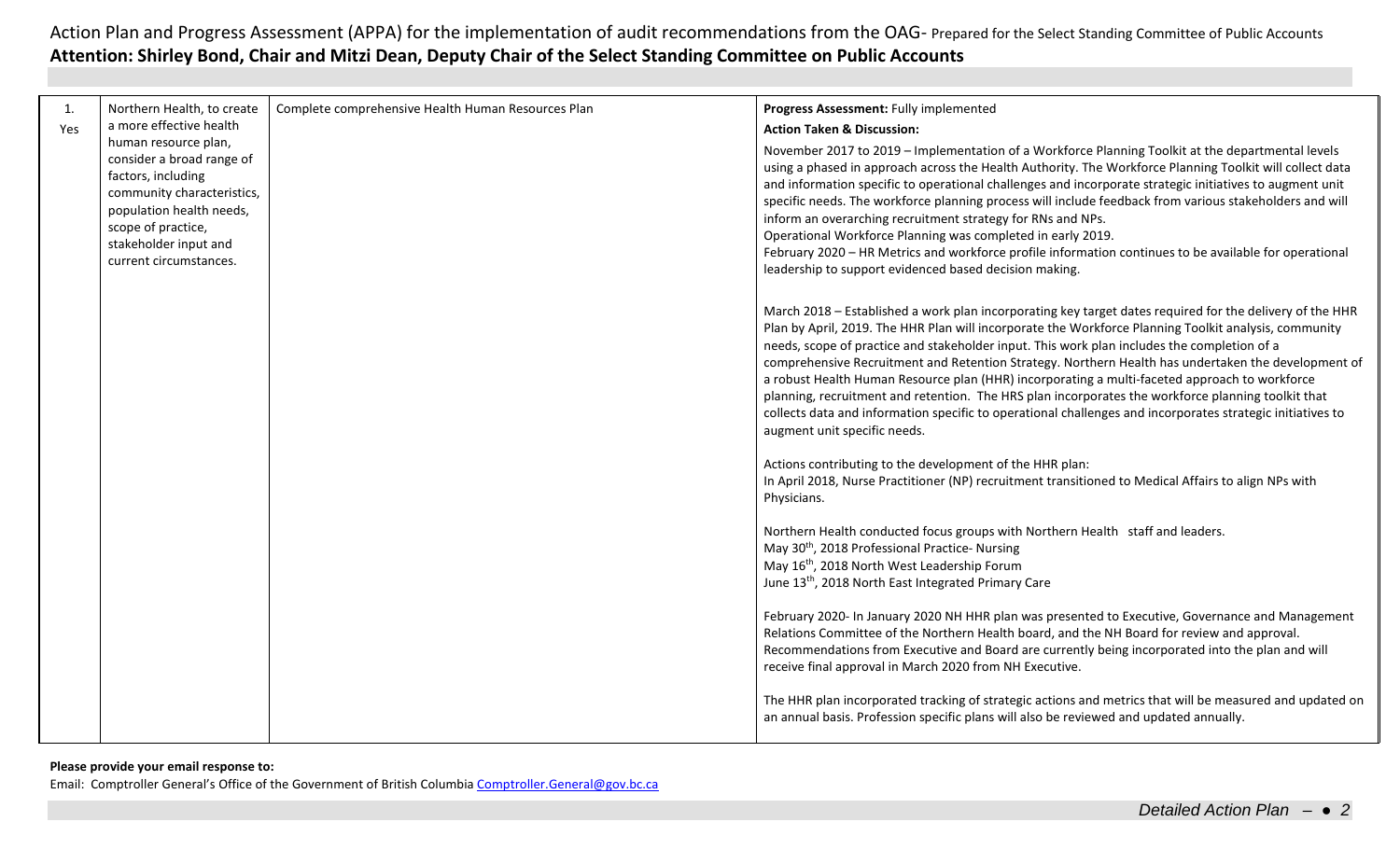Action Plan and Progress Assessment (APPA) for the implementation of audit recommendations from the OAG- Prepared for the Select Standing Committee of Public Accounts

**Attention: Shirley Bond, Chair and Mitzi Dean, Deputy Chair of the Select Standing Committee on Public Accounts**

| | | | |
|---|---|---|---|
| 1. Yes | Northern Health, to create a more effective health human resource plan, consider a broad range of factors, including community characteristics, population health needs, scope of practice, stakeholder input and current circumstances. | Complete comprehensive Health Human Resources Plan | **Progress Assessment:** Fully implemented<br>**Action Taken & Discussion:**<br>November 2017 to 2019 – Implementation of a Workforce Planning Toolkit at the departmental levels using a phased in approach across the Health Authority. The Workforce Planning Toolkit will collect data and information specific to operational challenges and incorporate strategic initiatives to augment unit specific needs. The workforce planning process will include feedback from various stakeholders and will inform an overarching recruitment strategy for RNs and NPs.<br>Operational Workforce Planning was completed in early 2019.<br>February 2020 – HR Metrics and workforce profile information continues to be available for operational leadership to support evidenced based decision making.<br><br>March 2018 – Established a work plan incorporating key target dates required for the delivery of the HHR Plan by April, 2019. The HHR Plan will incorporate the Workforce Planning Toolkit analysis, community needs, scope of practice and stakeholder input. This work plan includes the completion of a comprehensive Recruitment and Retention Strategy. Northern Health has undertaken the development of a robust Health Human Resource plan (HHR) incorporating a multi-faceted approach to workforce planning, recruitment and retention. The HRS plan incorporates the workforce planning toolkit that collects data and information specific to operational challenges and incorporates strategic initiatives to augment unit specific needs.<br><br>Actions contributing to the development of the HHR plan:<br>In April 2018, Nurse Practitioner (NP) recruitment transitioned to Medical Affairs to align NPs with Physicians.<br><br>Northern Health conducted focus groups with Northern Health staff and leaders.<br>May 30th, 2018 Professional Practice- Nursing<br>May 16th, 2018 North West Leadership Forum<br>June 13th, 2018 North East Integrated Primary Care<br><br>February 2020- In January 2020 NH HHR plan was presented to Executive, Governance and Management Relations Committee of the Northern Health board, and the NH Board for review and approval. Recommendations from Executive and Board are currently being incorporated into the plan and will receive final approval in March 2020 from NH Executive.<br><br>The HHR plan incorporated tracking of strategic actions and metrics that will be measured and updated on an annual basis. Profession specific plans will also be reviewed and updated annually. |

**Please provide your email response to:**

Email: Comptroller General's Office of the Government of British Columbia Comptroller.General@gov.bc.ca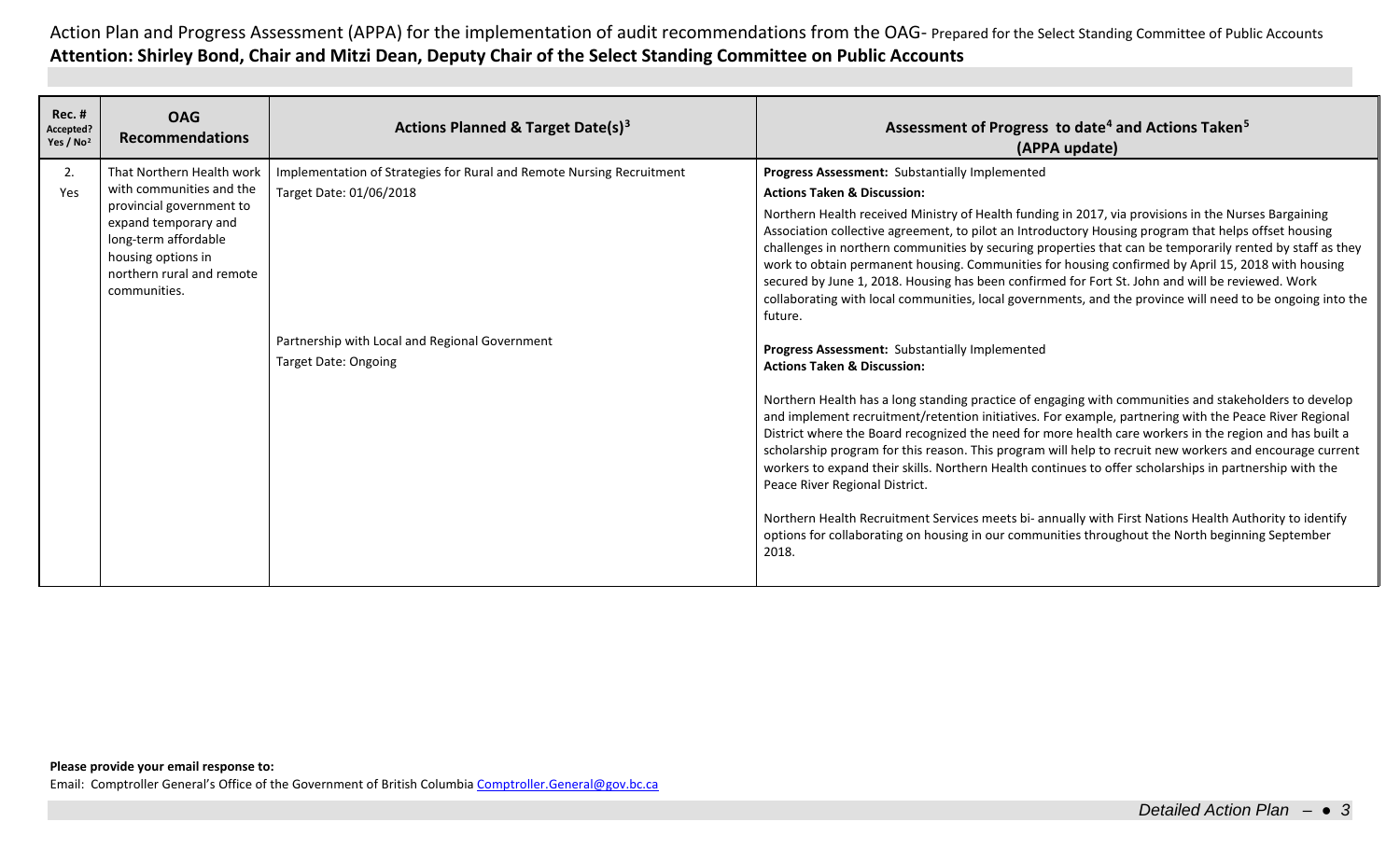Action Plan and Progress Assessment (APPA) for the implementation of audit recommendations from the OAG- Prepared for the Select Standing Committee of Public Accounts

**Attention: Shirley Bond, Chair and Mitzi Dean, Deputy Chair of the Select Standing Committee on Public Accounts**

| Rec. # Accepted? Yes / No[2] | OAG Recommendations | Actions Planned & Target Date(s)[3] | Assessment of Progress to date[4] and Actions Taken[5] (APPA update) |
|---|---|---|---|
| 2. Yes | That Northern Health work with communities and the provincial government to expand temporary and long-term affordable housing options in northern rural and remote communities. | Implementation of Strategies for Rural and Remote Nursing Recruitment<br>Target Date: 01/06/2018 | **Progress Assessment:** Substantially Implemented<br>**Actions Taken & Discussion:**<br>Northern Health received Ministry of Health funding in 2017, via provisions in the Nurses Bargaining Association collective agreement, to pilot an Introductory Housing program that helps offset housing challenges in northern communities by securing properties that can be temporarily rented by staff as they work to obtain permanent housing. Communities for housing confirmed by April 15, 2018 with housing secured by June 1, 2018. Housing has been confirmed for Fort St. John and will be reviewed. Work collaborating with local communities, local governments, and the province will need to be ongoing into the future. |
| | | Partnership with Local and Regional Government<br>Target Date: Ongoing | **Progress Assessment:** Substantially Implemented<br>**Actions Taken & Discussion:**<br>Northern Health has a long standing practice of engaging with communities and stakeholders to develop and implement recruitment/retention initiatives. For example, partnering with the Peace River Regional District where the Board recognized the need for more health care workers in the region and has built a scholarship program for this reason. This program will help to recruit new workers and encourage current workers to expand their skills. Northern Health continues to offer scholarships in partnership with the Peace River Regional District.<br><br>Northern Health Recruitment Services meets bi- annually with First Nations Health Authority to identify options for collaborating on housing in our communities throughout the North beginning September 2018. |

**Please provide your email response to:**

Email: Comptroller General's Office of the Government of British Columbia Comptroller.General@gov.bc.ca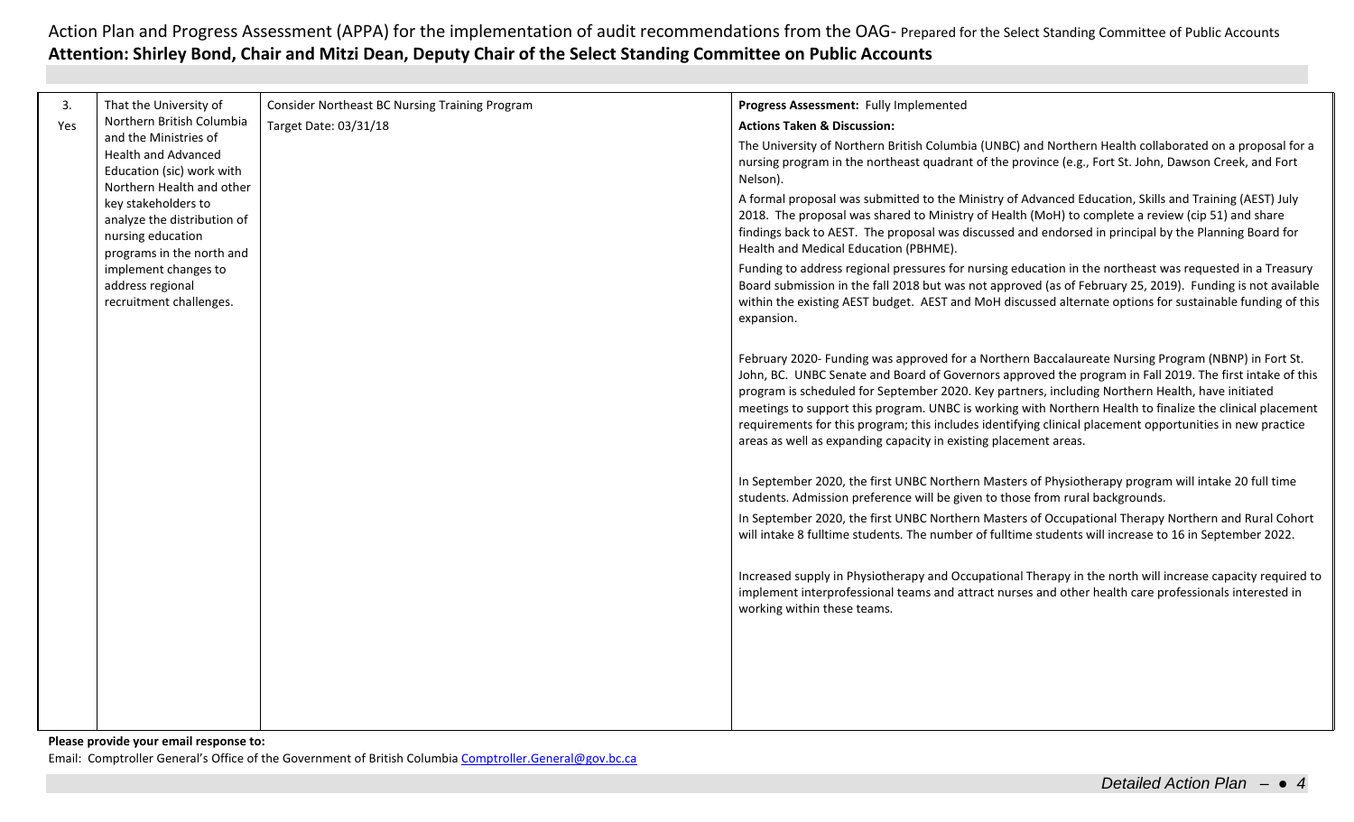Action Plan and Progress Assessment (APPA) for the implementation of audit recommendations from the OAG- Prepared for the Select Standing Committee of Public Accounts

**Attention: Shirley Bond, Chair and Mitzi Dean, Deputy Chair of the Select Standing Committee on Public Accounts**

| | | | |
|---|---|---|---|
| 3.<br>Yes | That the University of Northern British Columbia and the Ministries of Health and Advanced Education (sic) work with Northern Health and other key stakeholders to analyze the distribution of nursing education programs in the north and implement changes to address regional recruitment challenges. | Consider Northeast BC Nursing Training Program<br>Target Date: 03/31/18 | **Progress Assessment:** Fully Implemented<br>**Actions Taken & Discussion:**<br>The University of Northern British Columbia (UNBC) and Northern Health collaborated on a proposal for a nursing program in the northeast quadrant of the province (e.g., Fort St. John, Dawson Creek, and Fort Nelson).<br>A formal proposal was submitted to the Ministry of Advanced Education, Skills and Training (AEST) July 2018. The proposal was shared to Ministry of Health (MoH) to complete a review (cip 51) and share findings back to AEST. The proposal was discussed and endorsed in principal by the Planning Board for Health and Medical Education (PBHME).<br>Funding to address regional pressures for nursing education in the northeast was requested in a Treasury Board submission in the fall 2018 but was not approved (as of February 25, 2019). Funding is not available within the existing AEST budget. AEST and MoH discussed alternate options for sustainable funding of this expansion.<br><br>February 2020- Funding was approved for a Northern Baccalaureate Nursing Program (NBNP) in Fort St. John, BC. UNBC Senate and Board of Governors approved the program in Fall 2019. The first intake of this program is scheduled for September 2020. Key partners, including Northern Health, have initiated meetings to support this program. UNBC is working with Northern Health to finalize the clinical placement requirements for this program; this includes identifying clinical placement opportunities in new practice areas as well as expanding capacity in existing placement areas.<br><br>In September 2020, the first UNBC Northern Masters of Physiotherapy program will intake 20 full time students. Admission preference will be given to those from rural backgrounds.<br>In September 2020, the first UNBC Northern Masters of Occupational Therapy Northern and Rural Cohort will intake 8 fulltime students. The number of fulltime students will increase to 16 in September 2022.<br><br>Increased supply in Physiotherapy and Occupational Therapy in the north will increase capacity required to implement interprofessional teams and attract nurses and other health care professionals interested in working within these teams. |

**Please provide your email response to:**

Email: Comptroller General's Office of the Government of British Columbia Comptroller.General@gov.bc.ca

*Detailed Action Plan*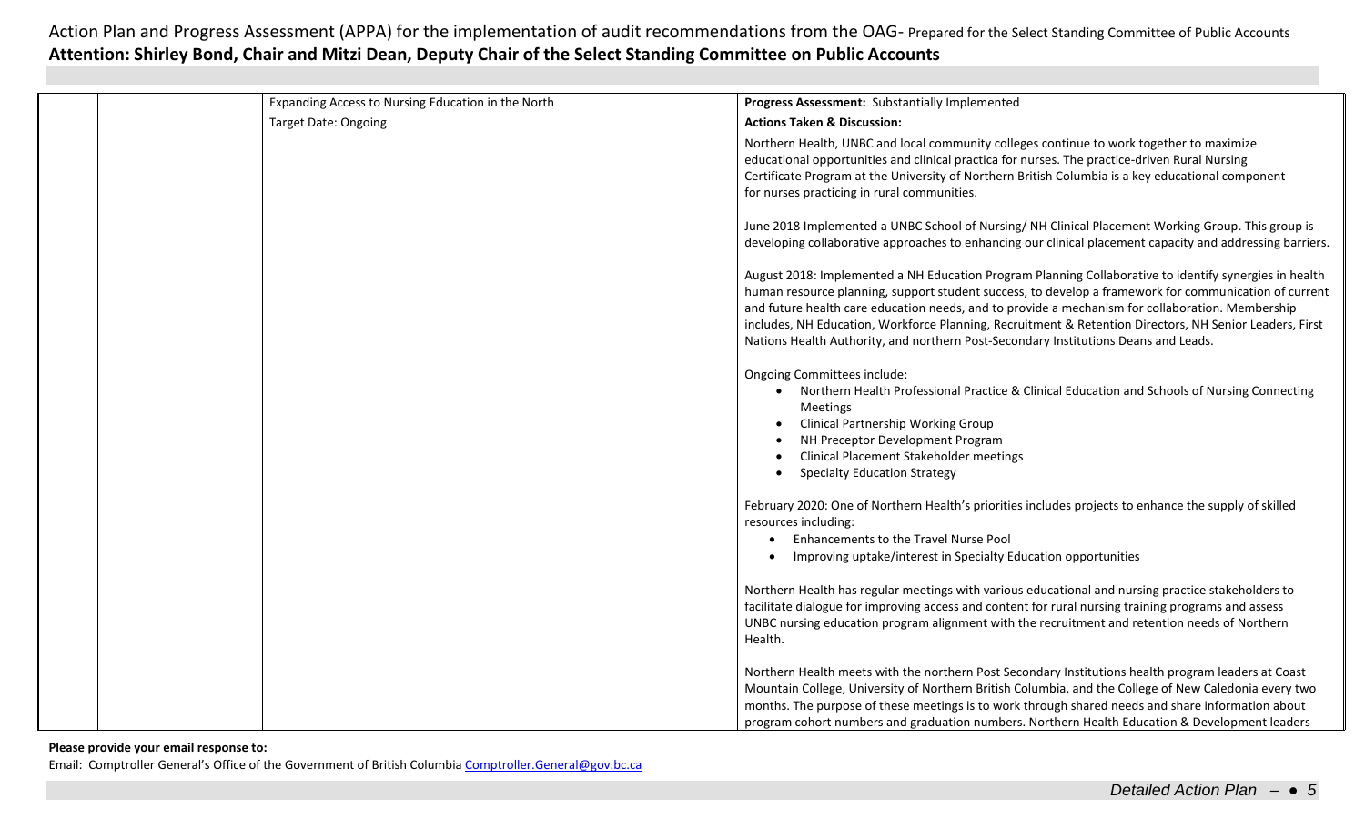Action Plan and Progress Assessment (APPA) for the implementation of audit recommendations from the OAG- Prepared for the Select Standing Committee of Public Accounts

**Attention: Shirley Bond, Chair and Mitzi Dean, Deputy Chair of the Select Standing Committee on Public Accounts**

| | | | |
|---|---|---|---|
| | | Expanding Access to Nursing Education in the North<br><br>Target Date: Ongoing | **Progress Assessment:** Substantially Implemented<br><br>**Actions Taken & Discussion:**<br><br>Northern Health, UNBC and local community colleges continue to work together to maximize educational opportunities and clinical practica for nurses. The practice-driven Rural Nursing Certificate Program at the University of Northern British Columbia is a key educational component for nurses practicing in rural communities.<br><br>June 2018 Implemented a UNBC School of Nursing/ NH Clinical Placement Working Group. This group is developing collaborative approaches to enhancing our clinical placement capacity and addressing barriers.<br><br>August 2018: Implemented a NH Education Program Planning Collaborative to identify synergies in health human resource planning, support student success, to develop a framework for communication of current and future health care education needs, and to provide a mechanism for collaboration. Membership includes, NH Education, Workforce Planning, Recruitment & Retention Directors, NH Senior Leaders, First Nations Health Authority, and northern Post-Secondary Institutions Deans and Leads.<br><br>Ongoing Committees include:<br>• Northern Health Professional Practice & Clinical Education and Schools of Nursing Connecting Meetings<br>• Clinical Partnership Working Group<br>• NH Preceptor Development Program<br>• Clinical Placement Stakeholder meetings<br>• Specialty Education Strategy<br><br>February 2020: One of Northern Health's priorities includes projects to enhance the supply of skilled resources including:<br>• Enhancements to the Travel Nurse Pool<br>• Improving uptake/interest in Specialty Education opportunities<br><br>Northern Health has regular meetings with various educational and nursing practice stakeholders to facilitate dialogue for improving access and content for rural nursing training programs and assess UNBC nursing education program alignment with the recruitment and retention needs of Northern Health.<br><br>Northern Health meets with the northern Post Secondary Institutions health program leaders at Coast Mountain College, University of Northern British Columbia, and the College of New Caledonia every two months. The purpose of these meetings is to work through shared needs and share information about program cohort numbers and graduation numbers. Northern Health Education & Development leaders |

**Please provide your email response to:**

Email: Comptroller General's Office of the Government of British Columbia Comptroller.General@gov.bc.ca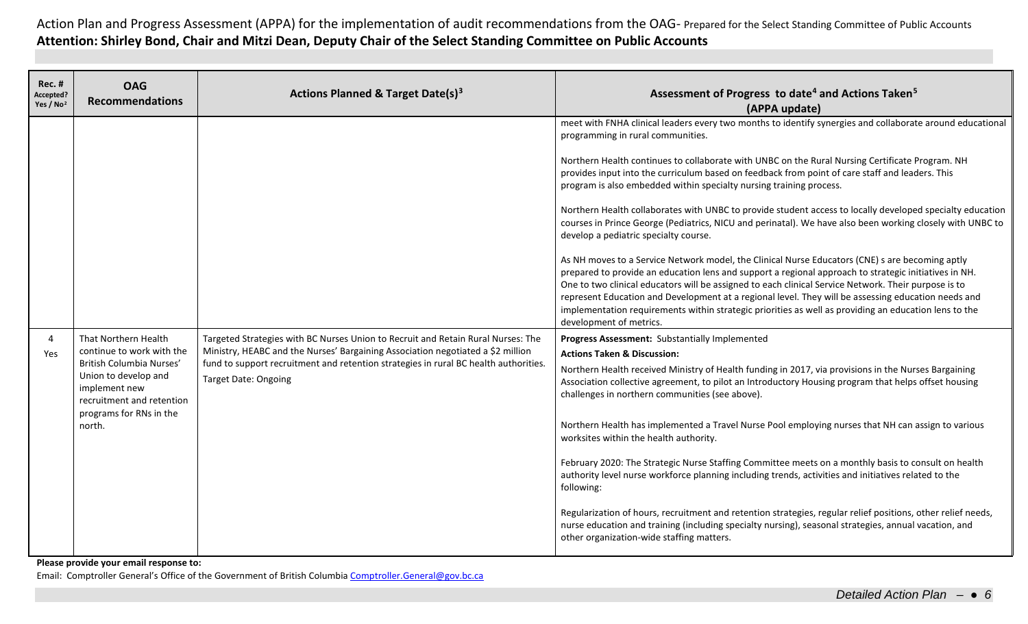Action Plan and Progress Assessment (APPA) for the implementation of audit recommendations from the OAG- Prepared for the Select Standing Committee of Public Accounts

**Attention: Shirley Bond, Chair and Mitzi Dean, Deputy Chair of the Select Standing Committee on Public Accounts**

| Rec. # Accepted? Yes / No[2] | OAG Recommendations | Actions Planned & Target Date(s)[3] | Assessment of Progress to date[4] and Actions Taken[5] (APPA update) |
|---|---|---|---|
| | | | meet with FNHA clinical leaders every two months to identify synergies and collaborate around educational programming in rural communities.<br><br>Northern Health continues to collaborate with UNBC on the Rural Nursing Certificate Program. NH provides input into the curriculum based on feedback from point of care staff and leaders. This program is also embedded within specialty nursing training process.<br><br>Northern Health collaborates with UNBC to provide student access to locally developed specialty education courses in Prince George (Pediatrics, NICU and perinatal). We have also been working closely with UNBC to develop a pediatric specialty course.<br><br>As NH moves to a Service Network model, the Clinical Nurse Educators (CNE) s are becoming aptly prepared to provide an education lens and support a regional approach to strategic initiatives in NH. One to two clinical educators will be assigned to each clinical Service Network. Their purpose is to represent Education and Development at a regional level. They will be assessing education needs and implementation requirements within strategic priorities as well as providing an education lens to the development of metrics. |
| 4<br>Yes | That Northern Health continue to work with the British Columbia Nurses' Union to develop and implement new recruitment and retention programs for RNs in the north. | Targeted Strategies with BC Nurses Union to Recruit and Retain Rural Nurses: The Ministry, HEABC and the Nurses' Bargaining Association negotiated a $2 million fund to support recruitment and retention strategies in rural BC health authorities.<br>Target Date: Ongoing | **Progress Assessment:** Substantially Implemented<br>**Actions Taken & Discussion:**<br>Northern Health received Ministry of Health funding in 2017, via provisions in the Nurses Bargaining Association collective agreement, to pilot an Introductory Housing program that helps offset housing challenges in northern communities (see above).<br><br>Northern Health has implemented a Travel Nurse Pool employing nurses that NH can assign to various worksites within the health authority.<br><br>February 2020: The Strategic Nurse Staffing Committee meets on a monthly basis to consult on health authority level nurse workforce planning including trends, activities and initiatives related to the following:<br><br>Regularization of hours, recruitment and retention strategies, regular relief positions, other relief needs, nurse education and training (including specialty nursing), seasonal strategies, annual vacation, and other organization-wide staffing matters. |

**Please provide your email response to:**

Email: Comptroller General's Office of the Government of British Columbia Comptroller.General@gov.bc.ca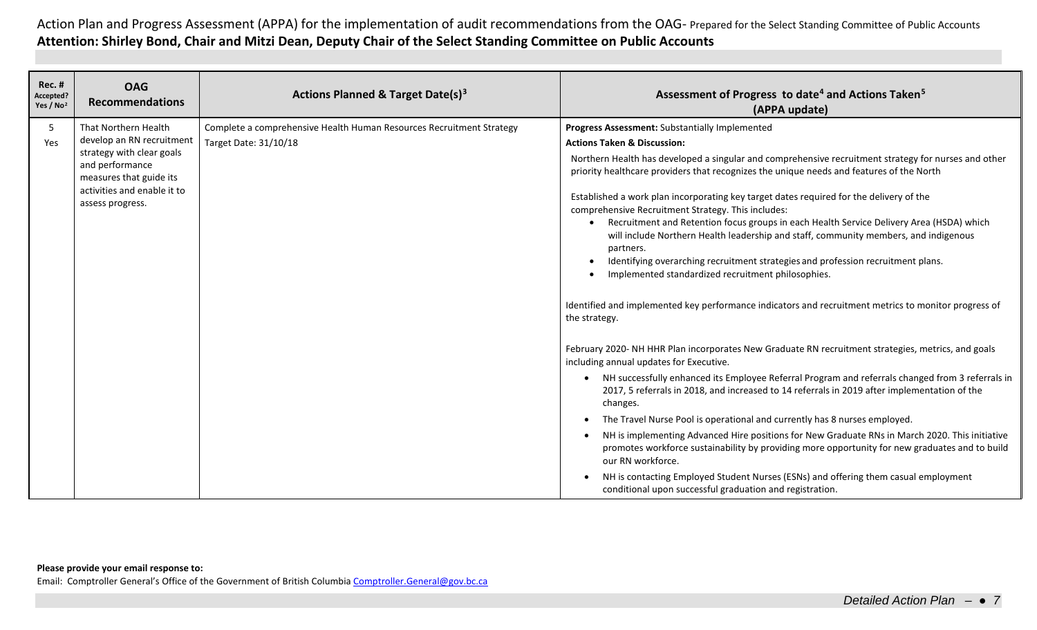Action Plan and Progress Assessment (APPA) for the implementation of audit recommendations from the OAG- Prepared for the Select Standing Committee of Public Accounts

**Attention: Shirley Bond, Chair and Mitzi Dean, Deputy Chair of the Select Standing Committee on Public Accounts**

| Rec. # Accepted? Yes / No[2] | OAG Recommendations | Actions Planned & Target Date(s)[3] | Assessment of Progress to date[4] and Actions Taken[5] (APPA update) |
|---|---|---|---|
| 5<br>Yes | That Northern Health develop an RN recruitment strategy with clear goals and performance measures that guide its activities and enable it to assess progress. | Complete a comprehensive Health Human Resources Recruitment Strategy<br>Target Date: 31/10/18 | **Progress Assessment:** Substantially Implemented<br>**Actions Taken & Discussion:**<br>Northern Health has developed a singular and comprehensive recruitment strategy for nurses and other priority healthcare providers that recognizes the unique needs and features of the North<br><br>Established a work plan incorporating key target dates required for the delivery of the comprehensive Recruitment Strategy. This includes:<br>• Recruitment and Retention focus groups in each Health Service Delivery Area (HSDA) which will include Northern Health leadership and staff, community members, and indigenous partners.<br>• Identifying overarching recruitment strategies and profession recruitment plans.<br>• Implemented standardized recruitment philosophies.<br><br>Identified and implemented key performance indicators and recruitment metrics to monitor progress of the strategy.<br><br>February 2020- NH HHR Plan incorporates New Graduate RN recruitment strategies, metrics, and goals including annual updates for Executive.<br>• NH successfully enhanced its Employee Referral Program and referrals changed from 3 referrals in 2017, 5 referrals in 2018, and increased to 14 referrals in 2019 after implementation of the changes.<br>• The Travel Nurse Pool is operational and currently has 8 nurses employed.<br>• NH is implementing Advanced Hire positions for New Graduate RNs in March 2020. This initiative promotes workforce sustainability by providing more opportunity for new graduates and to build our RN workforce.<br>• NH is contacting Employed Student Nurses (ESNs) and offering them casual employment conditional upon successful graduation and registration. |

**Please provide your email response to:**

Email: Comptroller General's Office of the Government of British Columbia Comptroller.General@gov.bc.ca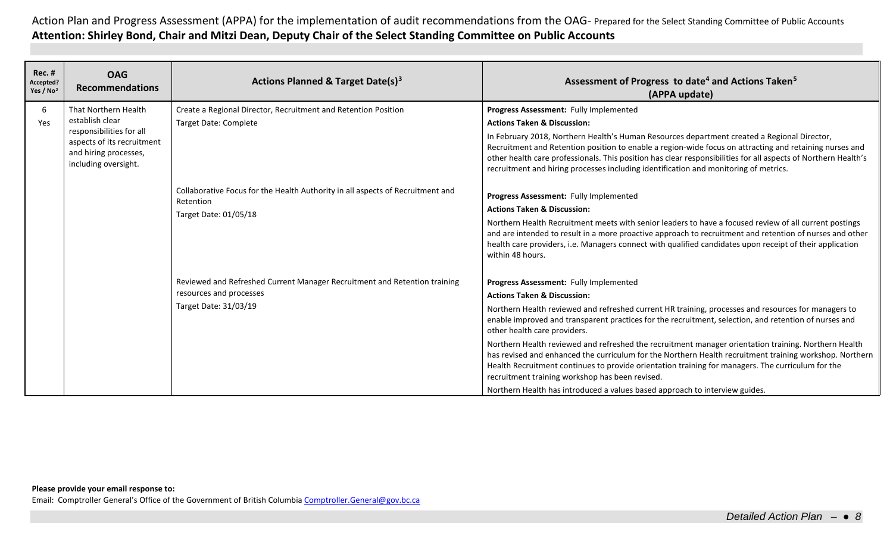Action Plan and Progress Assessment (APPA) for the implementation of audit recommendations from the OAG- Prepared for the Select Standing Committee of Public Accounts

**Attention: Shirley Bond, Chair and Mitzi Dean, Deputy Chair of the Select Standing Committee on Public Accounts**

| Rec. # Accepted? Yes / No[2] | OAG Recommendations | Actions Planned & Target Date(s)[3] | Assessment of Progress to date[4] and Actions Taken[5] (APPA update) |
|---|---|---|---|
| 6<br>Yes | That Northern Health establish clear responsibilities for all aspects of its recruitment and hiring processes, including oversight. | Create a Regional Director, Recruitment and Retention Position<br>Target Date: Complete | **Progress Assessment:** Fully Implemented<br>**Actions Taken & Discussion:**<br>In February 2018, Northern Health's Human Resources department created a Regional Director, Recruitment and Retention position to enable a region-wide focus on attracting and retaining nurses and other health care professionals. This position has clear responsibilities for all aspects of Northern Health's recruitment and hiring processes including identification and monitoring of metrics. |
| | | Collaborative Focus for the Health Authority in all aspects of Recruitment and Retention<br>Target Date: 01/05/18 | **Progress Assessment:** Fully Implemented<br>**Actions Taken & Discussion:**<br>Northern Health Recruitment meets with senior leaders to have a focused review of all current postings and are intended to result in a more proactive approach to recruitment and retention of nurses and other health care providers, i.e. Managers connect with qualified candidates upon receipt of their application within 48 hours. |
| | | Reviewed and Refreshed Current Manager Recruitment and Retention training resources and processes<br>Target Date: 31/03/19 | **Progress Assessment:** Fully Implemented<br>**Actions Taken & Discussion:**<br>Northern Health reviewed and refreshed current HR training, processes and resources for managers to enable improved and transparent practices for the recruitment, selection, and retention of nurses and other health care providers.<br>Northern Health reviewed and refreshed the recruitment manager orientation training. Northern Health has revised and enhanced the curriculum for the Northern Health recruitment training workshop. Northern Health Recruitment continues to provide orientation training for managers. The curriculum for the recruitment training workshop has been revised.<br>Northern Health has introduced a values based approach to interview guides. |

**Please provide your email response to:**

Email: Comptroller General's Office of the Government of British Columbia Comptroller.General@gov.bc.ca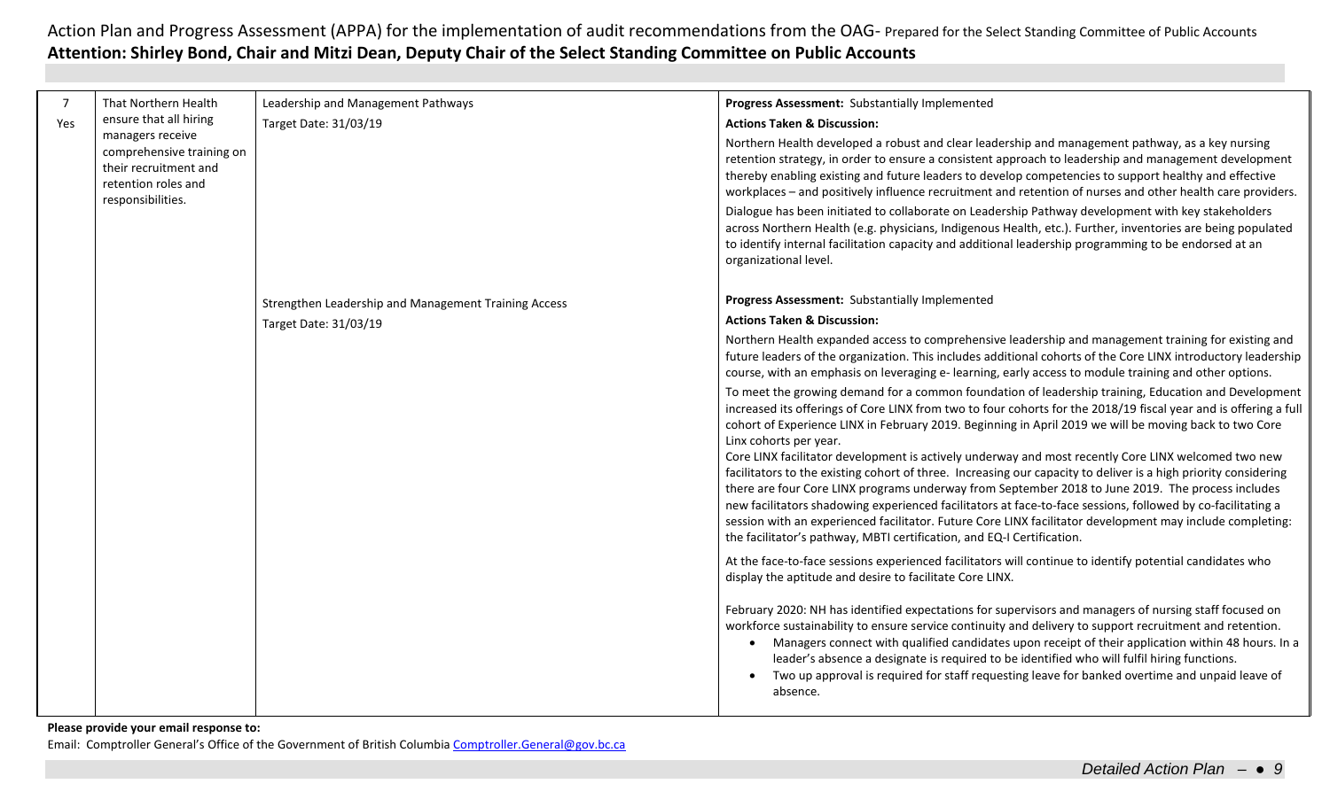Action Plan and Progress Assessment (APPA) for the implementation of audit recommendations from the OAG- Prepared for the Select Standing Committee of Public Accounts

**Attention: Shirley Bond, Chair and Mitzi Dean, Deputy Chair of the Select Standing Committee on Public Accounts**

| | | | |
|---|---|---|---|
| 7<br>Yes | That Northern Health ensure that all hiring managers receive comprehensive training on their recruitment and retention roles and responsibilities. | Leadership and Management Pathways<br>Target Date: 31/03/19 | **Progress Assessment:** Substantially Implemented<br>**Actions Taken & Discussion:**<br>Northern Health developed a robust and clear leadership and management pathway, as a key nursing retention strategy, in order to ensure a consistent approach to leadership and management development thereby enabling existing and future leaders to develop competencies to support healthy and effective workplaces – and positively influence recruitment and retention of nurses and other health care providers.<br>Dialogue has been initiated to collaborate on Leadership Pathway development with key stakeholders across Northern Health (e.g. physicians, Indigenous Health, etc.). Further, inventories are being populated to identify internal facilitation capacity and additional leadership programming to be endorsed at an organizational level. |
| | | Strengthen Leadership and Management Training Access<br>Target Date: 31/03/19 | **Progress Assessment:** Substantially Implemented<br>**Actions Taken & Discussion:**<br>Northern Health expanded access to comprehensive leadership and management training for existing and future leaders of the organization. This includes additional cohorts of the Core LINX introductory leadership course, with an emphasis on leveraging e- learning, early access to module training and other options.<br>To meet the growing demand for a common foundation of leadership training, Education and Development increased its offerings of Core LINX from two to four cohorts for the 2018/19 fiscal year and is offering a full cohort of Experience LINX in February 2019. Beginning in April 2019 we will be moving back to two Core Linx cohorts per year.<br>Core LINX facilitator development is actively underway and most recently Core LINX welcomed two new facilitators to the existing cohort of three. Increasing our capacity to deliver is a high priority considering there are four Core LINX programs underway from September 2018 to June 2019. The process includes new facilitators shadowing experienced facilitators at face-to-face sessions, followed by co-facilitating a session with an experienced facilitator. Future Core LINX facilitator development may include completing: the facilitator's pathway, MBTI certification, and EQ-I Certification.<br>At the face-to-face sessions experienced facilitators will continue to identify potential candidates who display the aptitude and desire to facilitate Core LINX.<br>February 2020: NH has identified expectations for supervisors and managers of nursing staff focused on workforce sustainability to ensure service continuity and delivery to support recruitment and retention.<br>• Managers connect with qualified candidates upon receipt of their application within 48 hours. In a leader's absence a designate is required to be identified who will fulfil hiring functions.<br>• Two up approval is required for staff requesting leave for banked overtime and unpaid leave of absence. |

**Please provide your email response to:**

Email: Comptroller General's Office of the Government of British Columbia Comptroller.General@gov.bc.ca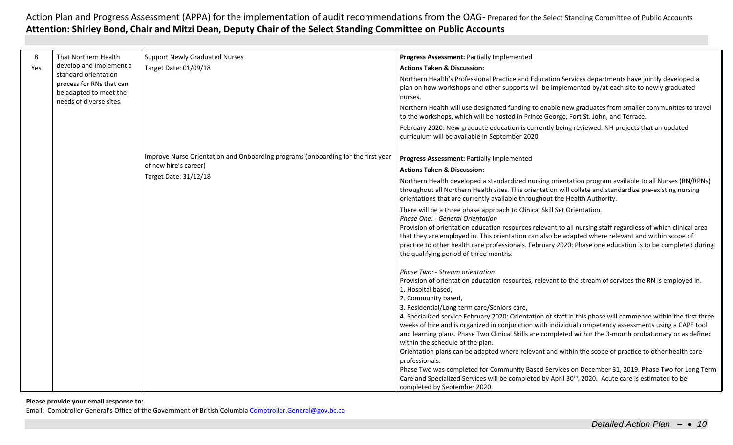Action Plan and Progress Assessment (APPA) for the implementation of audit recommendations from the OAG- Prepared for the Select Standing Committee of Public Accounts

**Attention: Shirley Bond, Chair and Mitzi Dean, Deputy Chair of the Select Standing Committee on Public Accounts**

| | | | |
|---|---|---|---|
| 8<br>Yes | That Northern Health develop and implement a standard orientation process for RNs that can be adapted to meet the needs of diverse sites. | Support Newly Graduated Nurses<br>Target Date: 01/09/18 | **Progress Assessment:** Partially Implemented<br>**Actions Taken & Discussion:**<br>Northern Health's Professional Practice and Education Services departments have jointly developed a plan on how workshops and other supports will be implemented by/at each site to newly graduated nurses.<br>Northern Health will use designated funding to enable new graduates from smaller communities to travel to the workshops, which will be hosted in Prince George, Fort St. John, and Terrace.<br>February 2020: New graduate education is currently being reviewed. NH projects that an updated curriculum will be available in September 2020. |
| | | Improve Nurse Orientation and Onboarding programs (onboarding for the first year of new hire's career)<br>Target Date: 31/12/18 | **Progress Assessment:** Partially Implemented<br>**Actions Taken & Discussion:**<br>Northern Health developed a standardized nursing orientation program available to all Nurses (RN/RPNs) throughout all Northern Health sites. This orientation will collate and standardize pre-existing nursing orientations that are currently available throughout the Health Authority.<br>There will be a three phase approach to Clinical Skill Set Orientation.<br>*Phase One: - General Orientation*<br>Provision of orientation education resources relevant to all nursing staff regardless of which clinical area that they are employed in. This orientation can also be adapted where relevant and within scope of practice to other health care professionals. February 2020: Phase one education is to be completed during the qualifying period of three months.<br><br>*Phase Two: - Stream orientation*<br>Provision of orientation education resources, relevant to the stream of services the RN is employed in.<br>1. Hospital based,<br>2. Community based,<br>3. Residential/Long term care/Seniors care,<br>4. Specialized service February 2020: Orientation of staff in this phase will commence within the first three weeks of hire and is organized in conjunction with individual competency assessments using a CAPE tool and learning plans. Phase Two Clinical Skills are completed within the 3-month probationary or as defined within the schedule of the plan.<br>Orientation plans can be adapted where relevant and within the scope of practice to other health care professionals.<br>Phase Two was completed for Community Based Services on December 31, 2019. Phase Two for Long Term Care and Specialized Services will be completed by April 30th, 2020. Acute care is estimated to be completed by September 2020. |

**Please provide your email response to:**

Email: Comptroller General's Office of the Government of British Columbia Comptroller.General@gov.bc.ca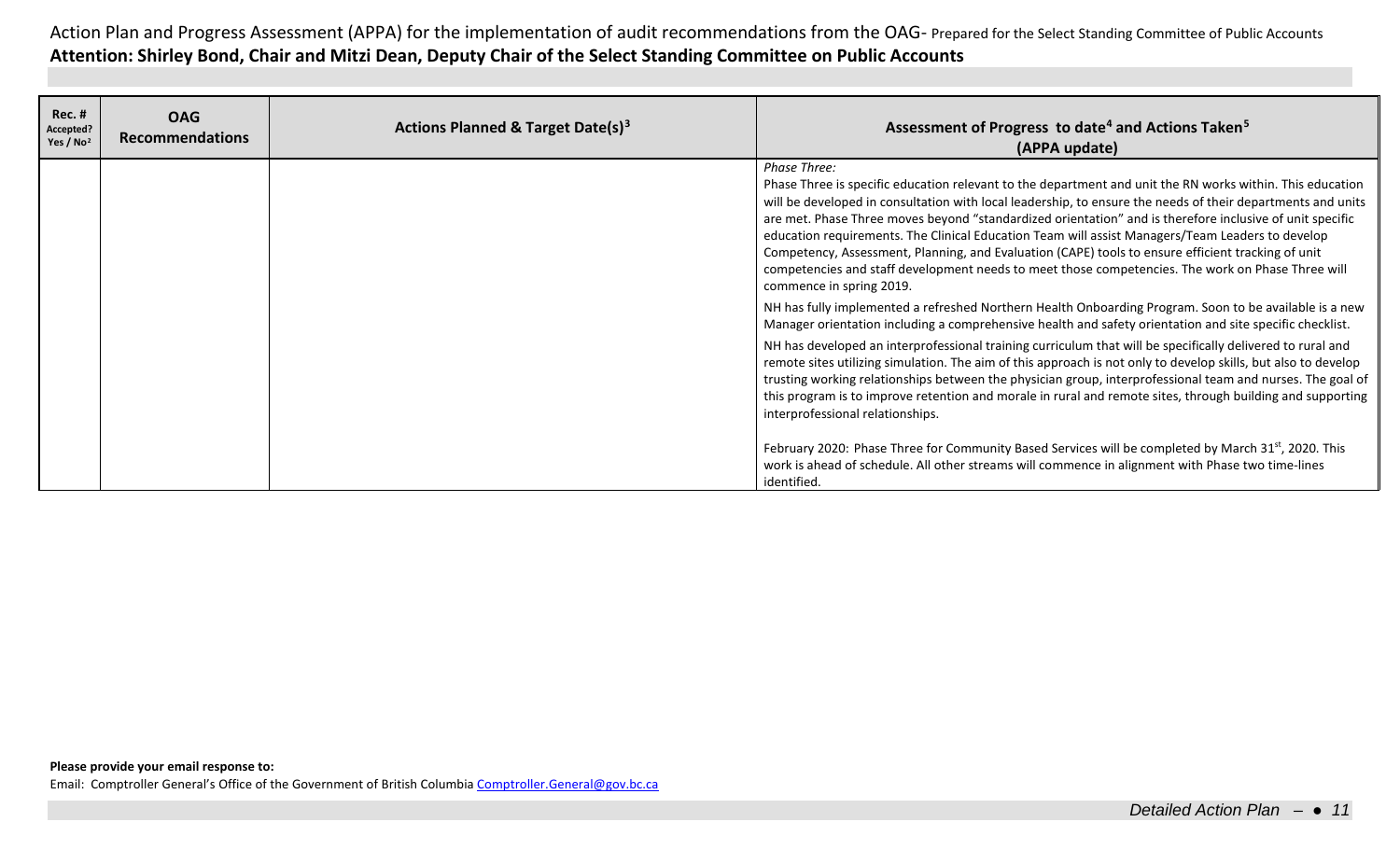Action Plan and Progress Assessment (APPA) for the implementation of audit recommendations from the OAG- Prepared for the Select Standing Committee of Public Accounts

**Attention: Shirley Bond, Chair and Mitzi Dean, Deputy Chair of the Select Standing Committee on Public Accounts**

| Rec. # Accepted? Yes / No[2] | OAG Recommendations | Actions Planned & Target Date(s)[3] | Assessment of Progress to date[4] and Actions Taken[5] (APPA update) |
|---|---|---|---|
| | | | *Phase Three:*<br>Phase Three is specific education relevant to the department and unit the RN works within. This education will be developed in consultation with local leadership, to ensure the needs of their departments and units are met. Phase Three moves beyond "standardized orientation" and is therefore inclusive of unit specific education requirements. The Clinical Education Team will assist Managers/Team Leaders to develop Competency, Assessment, Planning, and Evaluation (CAPE) tools to ensure efficient tracking of unit competencies and staff development needs to meet those competencies. The work on Phase Three will commence in spring 2019.<br><br>NH has fully implemented a refreshed Northern Health Onboarding Program. Soon to be available is a new Manager orientation including a comprehensive health and safety orientation and site specific checklist.<br><br>NH has developed an interprofessional training curriculum that will be specifically delivered to rural and remote sites utilizing simulation. The aim of this approach is not only to develop skills, but also to develop trusting working relationships between the physician group, interprofessional team and nurses. The goal of this program is to improve retention and morale in rural and remote sites, through building and supporting interprofessional relationships.<br><br>February 2020: Phase Three for Community Based Services will be completed by March 31st, 2020. This work is ahead of schedule. All other streams will commence in alignment with Phase two time-lines identified. |

**Please provide your email response to:**

Email: Comptroller General's Office of the Government of British Columbia Comptroller.General@gov.bc.ca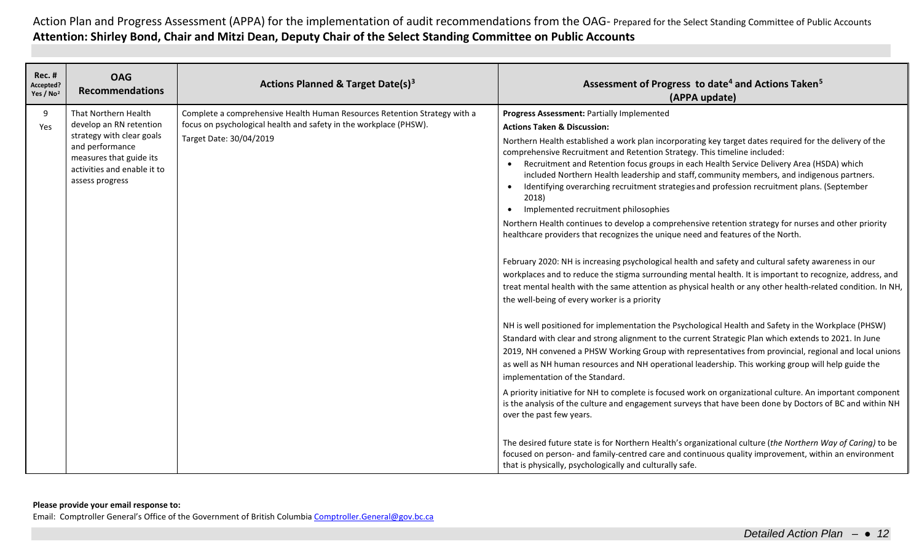Action Plan and Progress Assessment (APPA) for the implementation of audit recommendations from the OAG- Prepared for the Select Standing Committee of Public Accounts

**Attention: Shirley Bond, Chair and Mitzi Dean, Deputy Chair of the Select Standing Committee on Public Accounts**

| Rec. # Accepted? Yes / No[2] | OAG Recommendations | Actions Planned & Target Date(s)[3] | Assessment of Progress to date[4] and Actions Taken[5] (APPA update) |
|---|---|---|---|
| 9<br>Yes | That Northern Health develop an RN retention strategy with clear goals and performance measures that guide its activities and enable it to assess progress | Complete a comprehensive Health Human Resources Retention Strategy with a focus on psychological health and safety in the workplace (PHSW).<br>Target Date: 30/04/2019 | **Progress Assessment:** Partially Implemented<br>**Actions Taken & Discussion:**<br>Northern Health established a work plan incorporating key target dates required for the delivery of the comprehensive Recruitment and Retention Strategy. This timeline included:<br>• Recruitment and Retention focus groups in each Health Service Delivery Area (HSDA) which included Northern Health leadership and staff, community members, and indigenous partners.<br>• Identifying overarching recruitment strategies and profession recruitment plans. (September 2018)<br>• Implemented recruitment philosophies<br>Northern Health continues to develop a comprehensive retention strategy for nurses and other priority healthcare providers that recognizes the unique need and features of the North.<br><br>February 2020: NH is increasing psychological health and safety and cultural safety awareness in our workplaces and to reduce the stigma surrounding mental health. It is important to recognize, address, and treat mental health with the same attention as physical health or any other health-related condition. In NH, the well-being of every worker is a priority<br><br>NH is well positioned for implementation the Psychological Health and Safety in the Workplace (PHSW) Standard with clear and strong alignment to the current Strategic Plan which extends to 2021. In June 2019, NH convened a PHSW Working Group with representatives from provincial, regional and local unions as well as NH human resources and NH operational leadership. This working group will help guide the implementation of the Standard.<br>A priority initiative for NH to complete is focused work on organizational culture. An important component is the analysis of the culture and engagement surveys that have been done by Doctors of BC and within NH over the past few years.<br><br>The desired future state is for Northern Health's organizational culture (*the Northern Way of Caring)* to be focused on person- and family-centred care and continuous quality improvement, within an environment that is physically, psychologically and culturally safe. |

**Please provide your email response to:**

Email: Comptroller General's Office of the Government of British Columbia Comptroller.General@gov.bc.ca